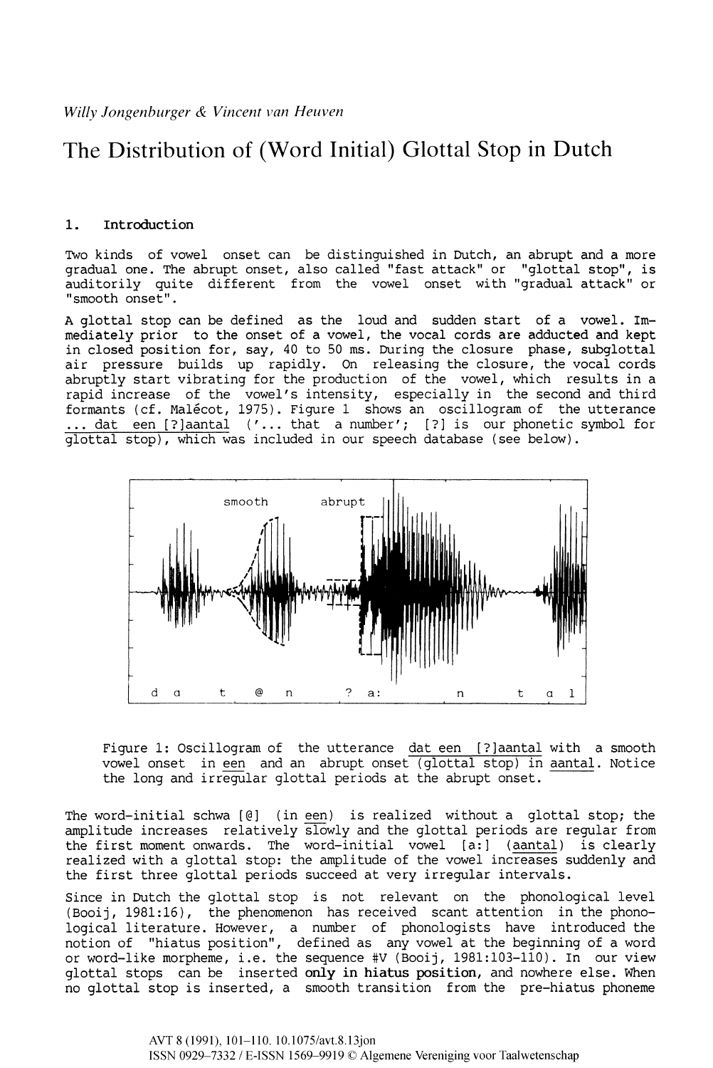*Willy Jongenburger & Vincent van Heuven*

# The Distribution of (Word Initial) Glottal Stop in Dutch

## 1. Introduction

Two kinds of vowel onset can be distinguished in Dutch, an abrupt and a more gradual one. The abrupt onset, also called "fast attack" or "glottal stop", is auditorily quite different from the vowel onset with "gradual attack" or "smooth onset".

A glottal stop can be defined as the loud and sudden start of a vowel. Immediately prior to the onset of a vowel, the vocal cords are adducted and kept in closed position for, say, 40 to 50 ms. During the closure phase, subglottal air pressure builds up rapidly. On releasing the closure, the vocal cords abruptly start vibrating for the production of the vowel, which results in a rapid increase of the vowel's intensity, especially in the second and third formants (cf. Malécot, 1975). Figure 1 shows an oscillogram of the utterance ... dat een [?]aantal ('... that a number'; [?] is our phonetic symbol for glottal stop), which was included in our speech database (see below).

Figure 1: Oscillogram of the utterance dat een [?]aantal with a smooth vowel onset in een and an abrupt onset (glottal stop) in aantal. Notice the long and irregular glottal periods at the abrupt onset.

The word-initial schwa [@] (in een) is realized without a glottal stop; the amplitude increases relatively slowly and the glottal periods are regular from the first moment onwards. The word-initial vowel [a:] (aantal) is clearly realized with a glottal stop: the amplitude of the vowel increases suddenly and the first three glottal periods succeed at very irregular intervals.

Since in Dutch the glottal stop is not relevant on the phonological level (Booij, 1981:16), the phenomenon has received scant attention in the phonological literature. However, a number of phonologists have introduced the notion of "hiatus position", defined as any vowel at the beginning of a word or word-like morpheme, i.e. the sequence #V (Booij, 1981:103-110). In our view glottal stops can be inserted **only in hiatus position**, and nowhere else. When no glottal stop is inserted, a smooth transition from the pre-hiatus phoneme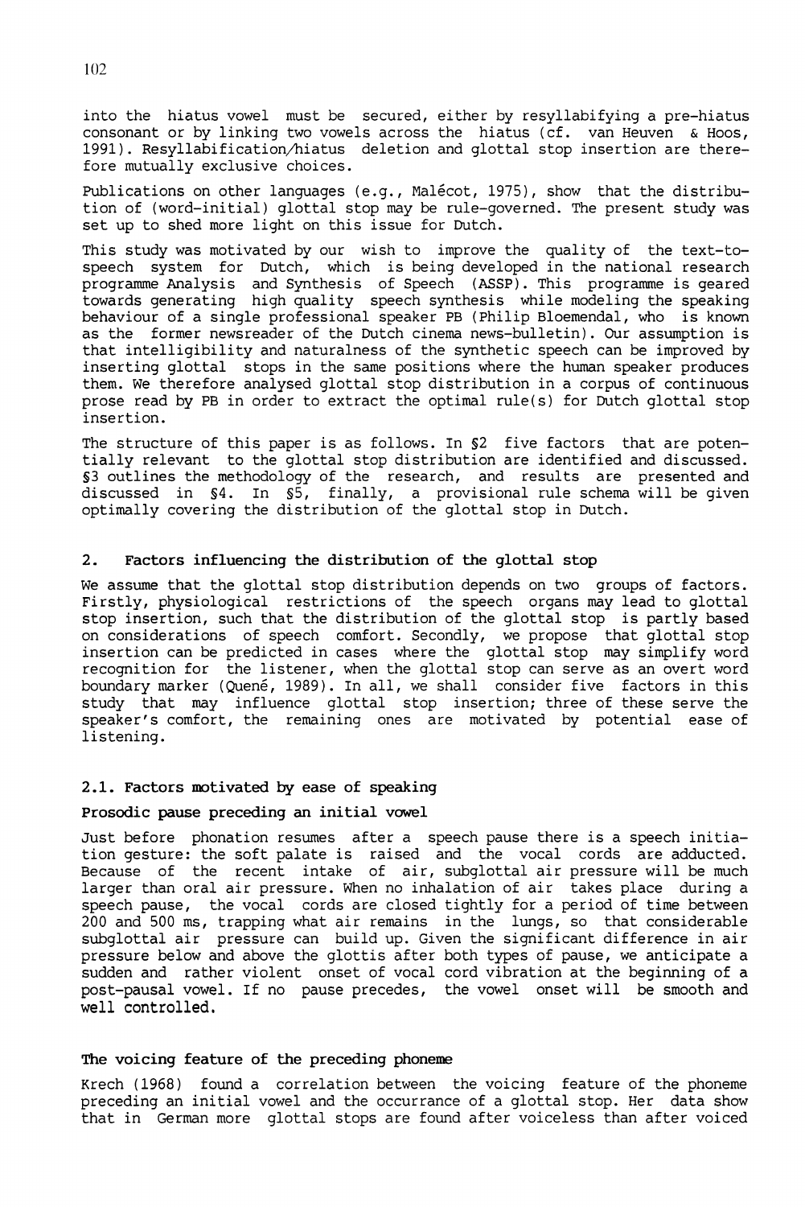into the hiatus vowel must be secured, either by resyllabifying a pre-hiatus consonant or by linking two vowels across the hiatus (cf. van Heuven & Hoos, 1991). Resyllabification/hiatus deletion and glottal stop insertion are therefore mutually exclusive choices.

Publications on other languages (e.g., Malécot, 1975), show that the distribution of (word-initial) glottal stop may be rule-governed. The present study was set up to shed more light on this issue for Dutch.

This study was motivated by our wish to improve the quality of the text-to-speech system for Dutch, which is being developed in the national research programme Analysis and Synthesis of Speech (ASSP). This programme is geared towards generating high quality speech synthesis while modeling the speaking behaviour of a single professional speaker PB (Philip Bloemendal, who is known as the former newsreader of the Dutch cinema news-bulletin). Our assumption is that intelligibility and naturalness of the synthetic speech can be improved by inserting glottal stops in the same positions where the human speaker produces them. We therefore analysed glottal stop distribution in a corpus of continuous prose read by PB in order to extract the optimal rule(s) for Dutch glottal stop insertion.

The structure of this paper is as follows. In §2 five factors that are potentially relevant to the glottal stop distribution are identified and discussed. §3 outlines the methodology of the research, and results are presented and discussed in §4. In §5, finally, a provisional rule schema will be given optimally covering the distribution of the glottal stop in Dutch.

## 2. Factors influencing the distribution of the glottal stop

We assume that the glottal stop distribution depends on two groups of factors. Firstly, physiological restrictions of the speech organs may lead to glottal stop insertion, such that the distribution of the glottal stop is partly based on considerations of speech comfort. Secondly, we propose that glottal stop insertion can be predicted in cases where the glottal stop may simplify word recognition for the listener, when the glottal stop can serve as an overt word boundary marker (Quené, 1989). In all, we shall consider five factors in this study that may influence glottal stop insertion; three of these serve the speaker's comfort, the remaining ones are motivated by potential ease of listening.

### 2.1. Factors motivated by ease of speaking

#### Prosodic pause preceding an initial vowel

Just before phonation resumes after a speech pause there is a speech initiation gesture: the soft palate is raised and the vocal cords are adducted. Because of the recent intake of air, subglottal air pressure will be much larger than oral air pressure. When no inhalation of air takes place during a speech pause, the vocal cords are closed tightly for a period of time between 200 and 500 ms, trapping what air remains in the lungs, so that considerable subglottal air pressure can build up. Given the significant difference in air pressure below and above the glottis after both types of pause, we anticipate a sudden and rather violent onset of vocal cord vibration at the beginning of a post-pausal vowel. If no pause precedes, the vowel onset will be smooth and well controlled.

#### The voicing feature of the preceding phoneme

Krech (1968) found a correlation between the voicing feature of the phoneme preceding an initial vowel and the occurrance of a glottal stop. Her data show that in German more glottal stops are found after voiceless than after voiced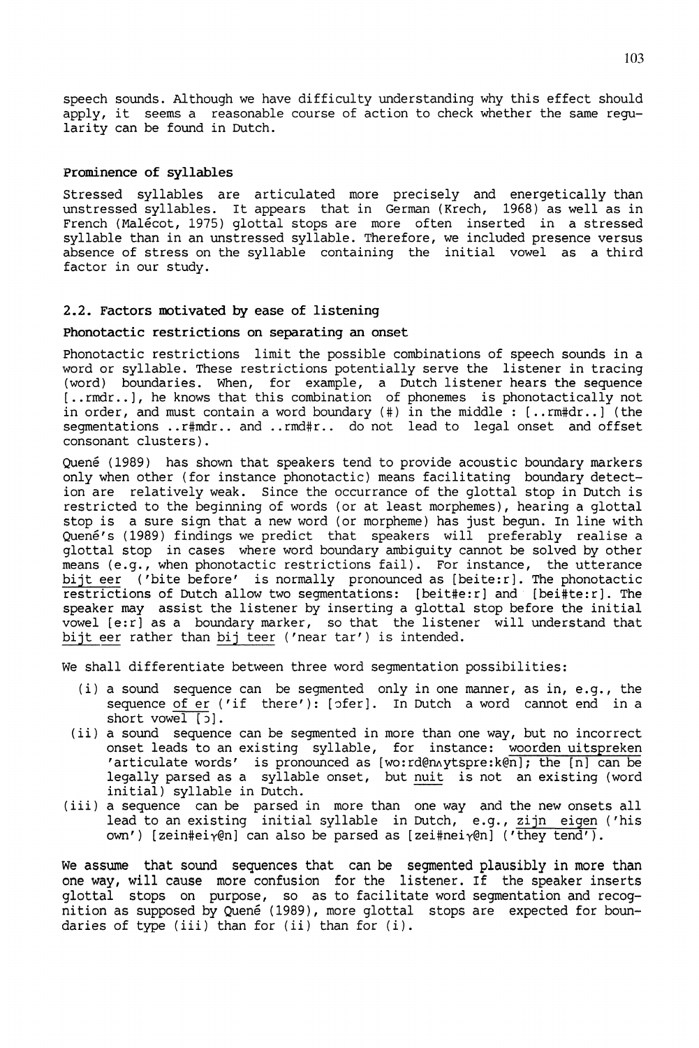speech sounds. Although we have difficulty understanding why this effect should apply, it seems a reasonable course of action to check whether the same regularity can be found in Dutch.

**Prominence of syllables**

Stressed syllables are articulated more precisely and energetically than unstressed syllables. It appears that in German (Krech, 1968) as well as in French (Malécot, 1975) glottal stops are more often inserted in a stressed syllable than in an unstressed syllable. Therefore, we included presence versus absence of stress on the syllable containing the initial vowel as a third factor in our study.

## 2.2. Factors motivated by ease of listening

**Phonotactic restrictions on separating an onset**

Phonotactic restrictions limit the possible combinations of speech sounds in a word or syllable. These restrictions potentially serve the listener in tracing (word) boundaries. When, for example, a Dutch listener hears the sequence [..rmdr..], he knows that this combination of phonemes is phonotactically not in order, and must contain a word boundary (#) in the middle : [..rm#dr..] (the segmentations ..r#mdr.. and ..rmd#r.. do not lead to legal onset and offset consonant clusters).

Quené (1989) has shown that speakers tend to provide acoustic boundary markers only when other (for instance phonotactic) means facilitating boundary detection are relatively weak. Since the occurrance of the glottal stop in Dutch is restricted to the beginning of words (or at least morphemes), hearing a glottal stop is a sure sign that a new word (or morpheme) has just begun. In line with Quené's (1989) findings we predict that speakers will preferably realise a glottal stop in cases where word boundary ambiguity cannot be solved by other means (e.g., when phonotactic restrictions fail). For instance, the utterance <u>bijt eer</u> ('bite before' is normally pronounced as [beite:r]. The phonotactic restrictions of Dutch allow two segmentations: [beit#e:r] and [bei#te:r]. The speaker may assist the listener by inserting a glottal stop before the initial vowel [e:r] as a boundary marker, so that the listener will understand that <u>bijt eer</u> rather than <u>bij teer</u> ('near tar') is intended.

We shall differentiate between three word segmentation possibilities:

(i) a sound sequence can be segmented only in one manner, as in, e.g., the sequence <u>of er</u> ('if there'): [ɔfer]. In Dutch a word cannot end in a short vowel [ɔ].

(ii) a sound sequence can be segmented in more than one way, but no incorrect onset leads to an existing syllable, for instance: <u>woorden uitspreken</u> 'articulate words' is pronounced as [wo:rd@nʌytspre:k@n]; the [n] can be legally parsed as a syllable onset, but <u>nuit</u> is not an existing (word initial) syllable in Dutch.

(iii) a sequence can be parsed in more than one way and the new onsets all lead to an existing initial syllable in Dutch, e.g., <u>zijn eigen</u> ('his own') [zein#eiɣ@n] can also be parsed as [zei#neiɣ@n] ('they tend').

We assume that sound sequences that can be segmented plausibly in more than one way, will cause more confusion for the listener. If the speaker inserts glottal stops on purpose, so as to facilitate word segmentation and recognition as supposed by Quené (1989), more glottal stops are expected for boundaries of type (iii) than for (ii) than for (i).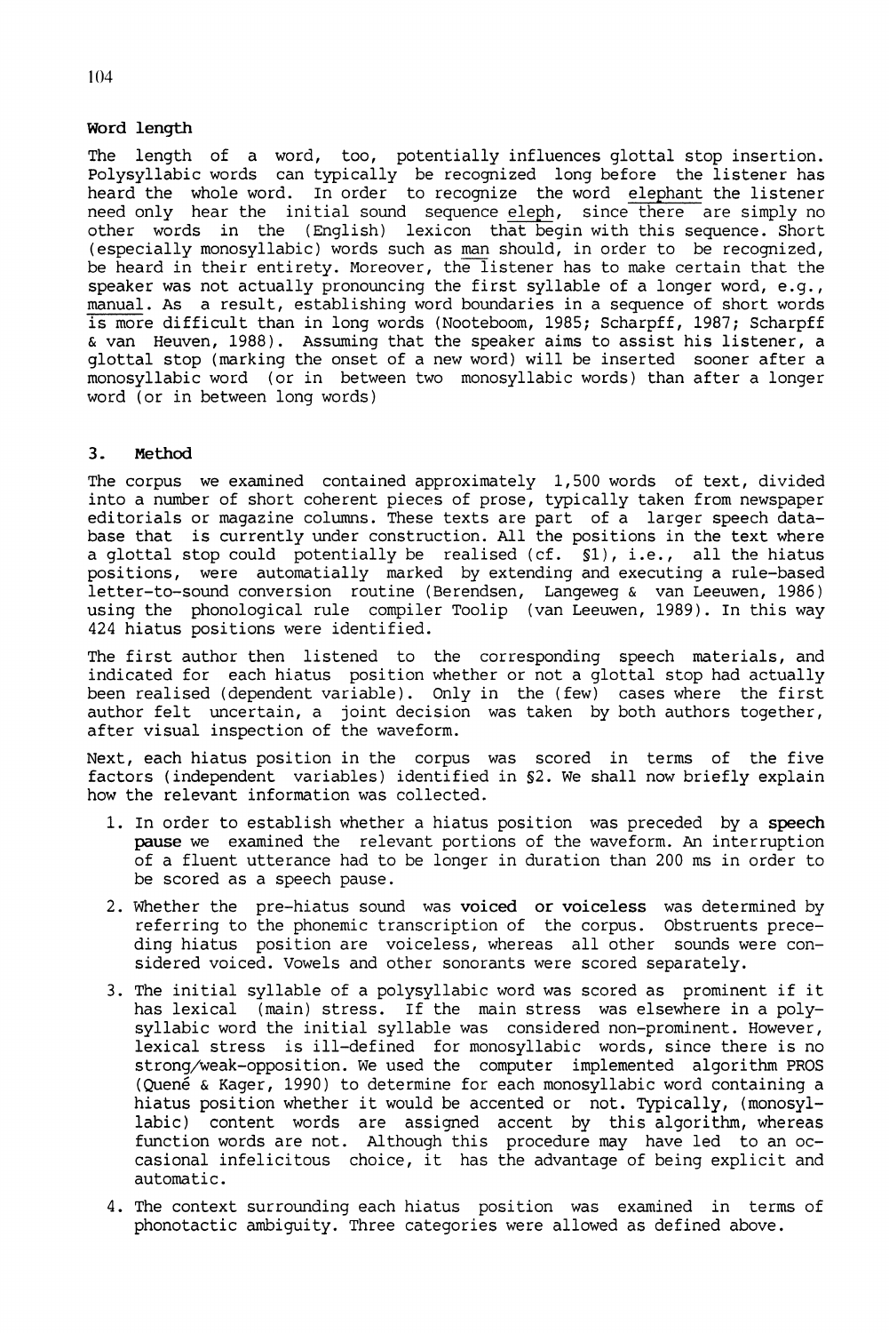### Word length

The length of a word, too, potentially influences glottal stop insertion. Polysyllabic words can typically be recognized long before the listener has heard the whole word. In order to recognize the word elephant the listener need only hear the initial sound sequence eleph, since there are simply no other words in the (English) lexicon that begin with this sequence. Short (especially monosyllabic) words such as man should, in order to be recognized, be heard in their entirety. Moreover, the listener has to make certain that the speaker was not actually pronouncing the first syllable of a longer word, e.g., manual. As a result, establishing word boundaries in a sequence of short words is more difficult than in long words (Nooteboom, 1985; Scharpff, 1987; Scharpff & van Heuven, 1988). Assuming that the speaker aims to assist his listener, a glottal stop (marking the onset of a new word) will be inserted sooner after a monosyllabic word (or in between two monosyllabic words) than after a longer word (or in between long words)

## 3. Method

The corpus we examined contained approximately 1,500 words of text, divided into a number of short coherent pieces of prose, typically taken from newspaper editorials or magazine columns. These texts are part of a larger speech database that is currently under construction. All the positions in the text where a glottal stop could potentially be realised (cf. §1), i.e., all the hiatus positions, were automatially marked by extending and executing a rule-based letter-to-sound conversion routine (Berendsen, Langeweg & van Leeuwen, 1986) using the phonological rule compiler Toolip (van Leeuwen, 1989). In this way 424 hiatus positions were identified.

The first author then listened to the corresponding speech materials, and indicated for each hiatus position whether or not a glottal stop had actually been realised (dependent variable). Only in the (few) cases where the first author felt uncertain, a joint decision was taken by both authors together, after visual inspection of the waveform.

Next, each hiatus position in the corpus was scored in terms of the five factors (independent variables) identified in §2. We shall now briefly explain how the relevant information was collected.

1. In order to establish whether a hiatus position was preceded by a **speech pause** we examined the relevant portions of the waveform. An interruption of a fluent utterance had to be longer in duration than 200 ms in order to be scored as a speech pause.
2. Whether the pre-hiatus sound was **voiced or voiceless** was determined by referring to the phonemic transcription of the corpus. Obstruents preceding hiatus position are voiceless, whereas all other sounds were considered voiced. Vowels and other sonorants were scored separately.
3. The initial syllable of a polysyllabic word was scored as prominent if it has lexical (main) stress. If the main stress was elsewhere in a polysyllabic word the initial syllable was considered non-prominent. However, lexical stress is ill-defined for monosyllabic words, since there is no strong/weak-opposition. We used the computer implemented algorithm PROS (Quené & Kager, 1990) to determine for each monosyllabic word containing a hiatus position whether it would be accented or not. Typically, (monosyllabic) content words are assigned accent by this algorithm, whereas function words are not. Although this procedure may have led to an occasional infelicitous choice, it has the advantage of being explicit and automatic.
4. The context surrounding each hiatus position was examined in terms of phonotactic ambiguity. Three categories were allowed as defined above.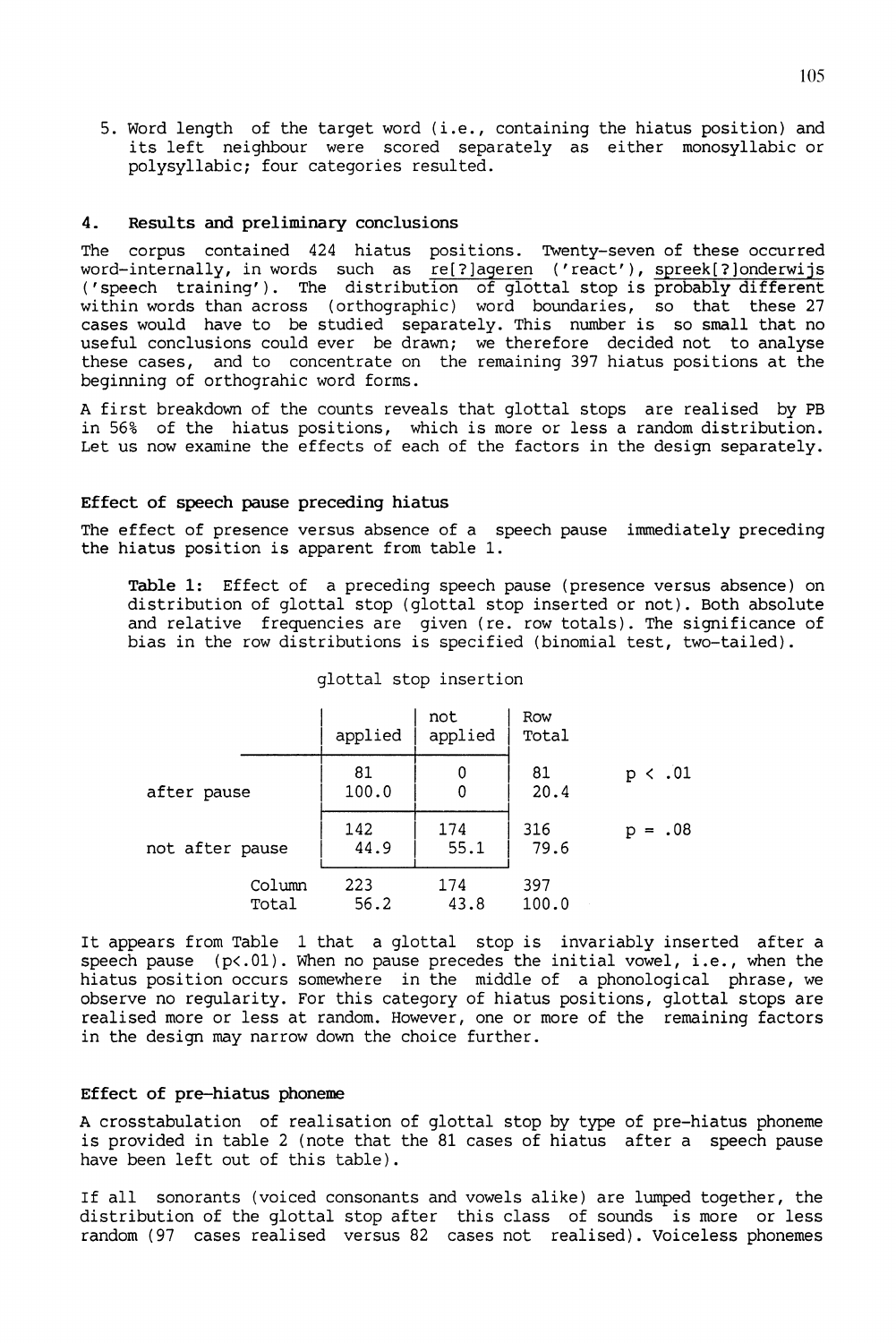5. Word length of the target word (i.e., containing the hiatus position) and its left neighbour were scored separately as either monosyllabic or polysyllabic; four categories resulted.

## 4. Results and preliminary conclusions

The corpus contained 424 hiatus positions. Twenty-seven of these occurred word-internally, in words such as re[?]ageren ('react'), spreek[?]onderwijs ('speech training'). The distribution of glottal stop is probably different within words than across (orthographic) word boundaries, so that these 27 cases would have to be studied separately. This number is so small that no useful conclusions could ever be drawn; we therefore decided not to analyse these cases, and to concentrate on the remaining 397 hiatus positions at the beginning of orthograhic word forms.

A first breakdown of the counts reveals that glottal stops are realised by PB in 56% of the hiatus positions, which is more or less a random distribution. Let us now examine the effects of each of the factors in the design separately.

### Effect of speech pause preceding hiatus

The effect of presence versus absence of a speech pause immediately preceding the hiatus position is apparent from table 1.

**Table 1:** Effect of a preceding speech pause (presence versus absence) on distribution of glottal stop (glottal stop inserted or not). Both absolute and relative frequencies are given (re. row totals). The significance of bias in the row distributions is specified (binomial test, two-tailed).

glottal stop insertion

| | applied | not applied | Row Total | |
|---|---|---|---|---|
| after pause | 81<br>100.0 | 0<br>0 | 81<br>20.4 | p < .01 |
| not after pause | 142<br>44.9 | 174<br>55.1 | 316<br>79.6 | p = .08 |
| Column Total | 223<br>56.2 | 174<br>43.8 | 397<br>100.0 | |

It appears from Table 1 that a glottal stop is invariably inserted after a speech pause ($p<.01$). When no pause precedes the initial vowel, i.e., when the hiatus position occurs somewhere in the middle of a phonological phrase, we observe no regularity. For this category of hiatus positions, glottal stops are realised more or less at random. However, one or more of the remaining factors in the design may narrow down the choice further.

### Effect of pre-hiatus phoneme

A crosstabulation of realisation of glottal stop by type of pre-hiatus phoneme is provided in table 2 (note that the 81 cases of hiatus after a speech pause have been left out of this table).

If all sonorants (voiced consonants and vowels alike) are lumped together, the distribution of the glottal stop after this class of sounds is more or less random (97 cases realised versus 82 cases not realised). Voiceless phonemes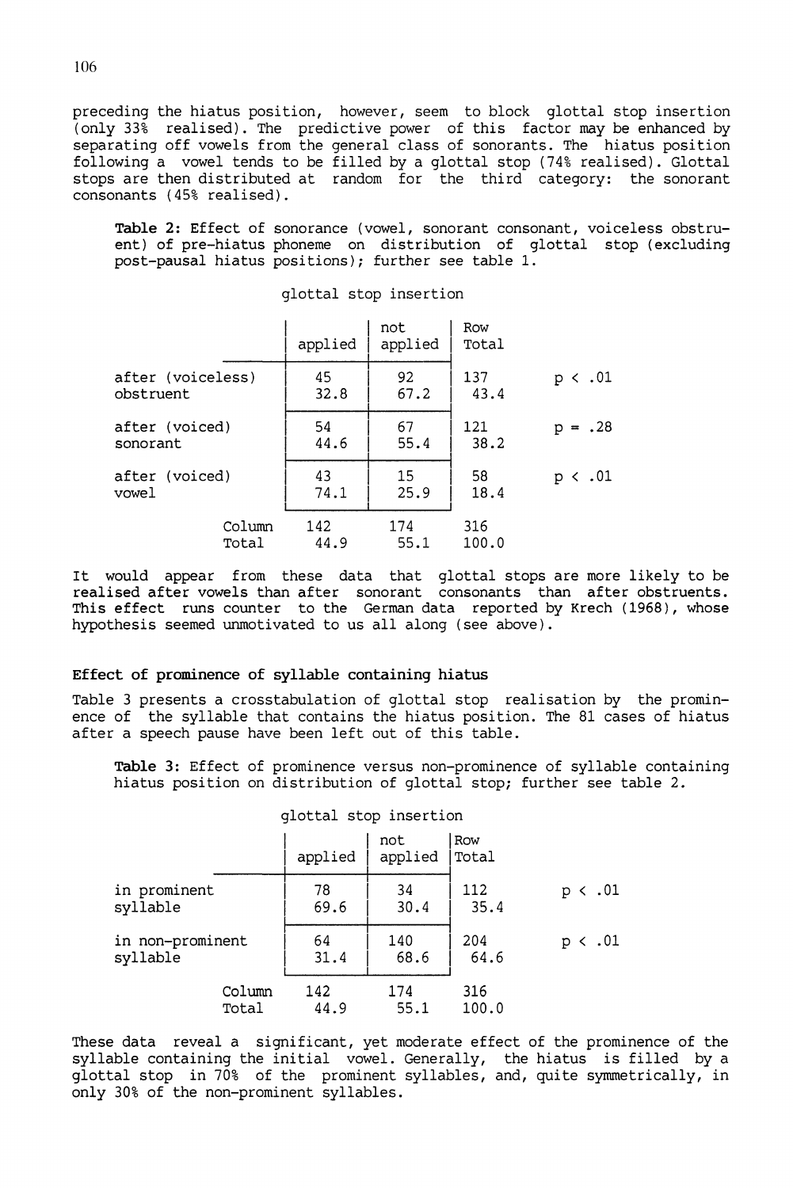preceding the hiatus position, however, seem to block glottal stop insertion (only 33% realised). The predictive power of this factor may be enhanced by separating off vowels from the general class of sonorants. The hiatus position following a vowel tends to be filled by a glottal stop (74% realised). Glottal stops are then distributed at random for the third category: the sonorant consonants (45% realised).

**Table 2:** Effect of sonorance (vowel, sonorant consonant, voiceless obstruent) of pre-hiatus phoneme on distribution of glottal stop (excluding post-pausal hiatus positions); further see table 1.

glottal stop insertion

| | applied | not applied | Row Total | |
|---|---|---|---|---|
| after (voiceless) obstruent | 45<br>32.8 | 92<br>67.2 | 137<br>43.4 | $p < .01$ |
| after (voiced) sonorant | 54<br>44.6 | 67<br>55.4 | 121<br>38.2 | $p = .28$ |
| after (voiced) vowel | 43<br>74.1 | 15<br>25.9 | 58<br>18.4 | $p < .01$ |
| Column Total | 142<br>44.9 | 174<br>55.1 | 316<br>100.0 | |

It would appear from these data that glottal stops are more likely to be realised after vowels than after sonorant consonants than after obstruents. This effect runs counter to the German data reported by Krech (1968), whose hypothesis seemed unmotivated to us all along (see above).

### Effect of prominence of syllable containing hiatus

Table 3 presents a crosstabulation of glottal stop realisation by the prominence of the syllable that contains the hiatus position. The 81 cases of hiatus after a speech pause have been left out of this table.

**Table 3:** Effect of prominence versus non-prominence of syllable containing hiatus position on distribution of glottal stop; further see table 2.

glottal stop insertion

| | applied | not applied | Row Total | |
|---|---|---|---|---|
| in prominent syllable | 78<br>69.6 | 34<br>30.4 | 112<br>35.4 | $p < .01$ |
| in non-prominent syllable | 64<br>31.4 | 140<br>68.6 | 204<br>64.6 | $p < .01$ |
| Column Total | 142<br>44.9 | 174<br>55.1 | 316<br>100.0 | |

These data reveal a significant, yet moderate effect of the prominence of the syllable containing the initial vowel. Generally, the hiatus is filled by a glottal stop in 70% of the prominent syllables, and, quite symmetrically, in only 30% of the non-prominent syllables.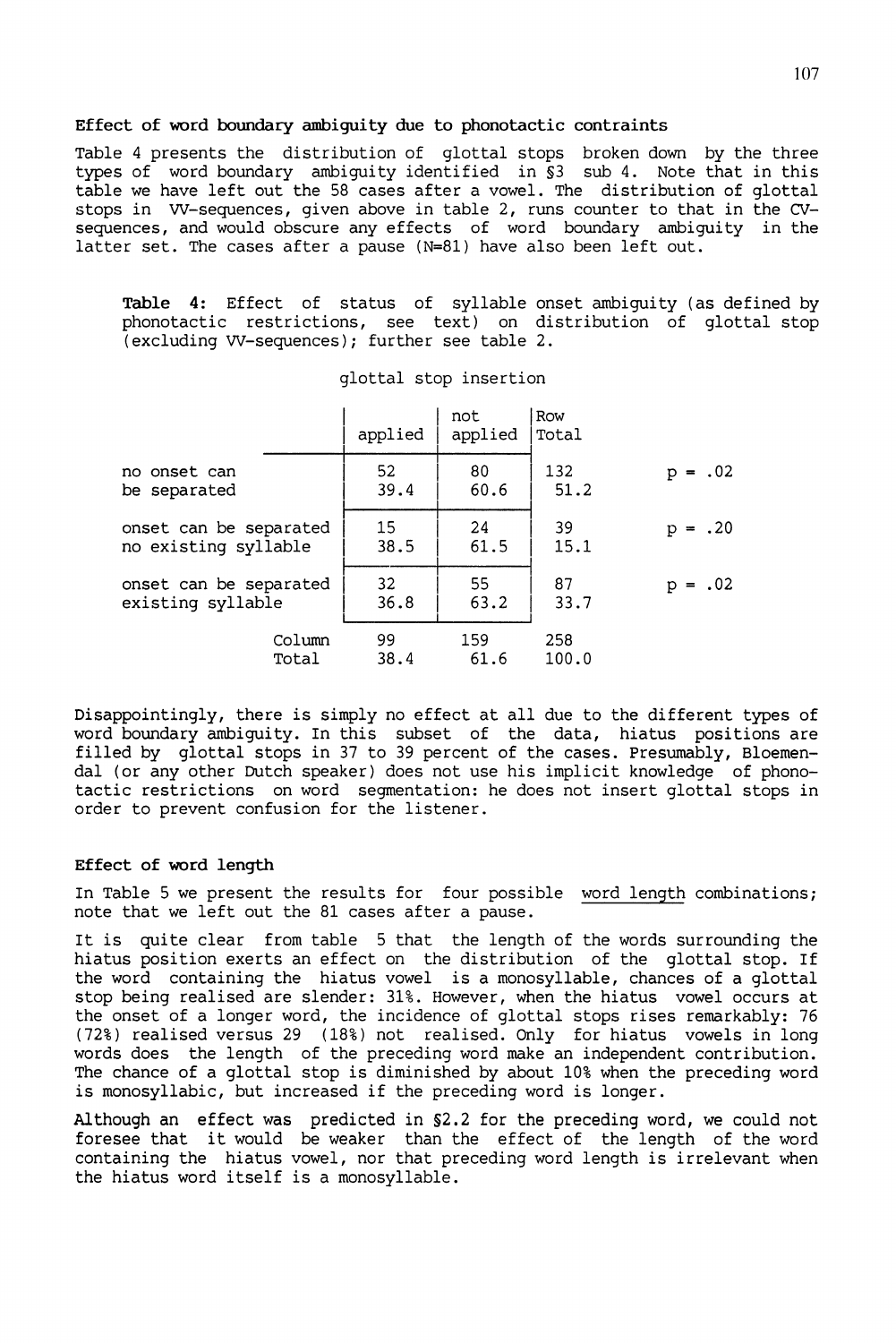### Effect of word boundary ambiguity due to phonotactic contraints

Table 4 presents the distribution of glottal stops broken down by the three types of word boundary ambiguity identified in §3 sub 4. Note that in this table we have left out the 58 cases after a vowel. The distribution of glottal stops in VV-sequences, given above in table 2, runs counter to that in the CV-sequences, and would obscure any effects of word boundary ambiguity in the latter set. The cases after a pause (N=81) have also been left out.

**Table 4:** Effect of status of syllable onset ambiguity (as defined by phonotactic restrictions, see text) on distribution of glottal stop (excluding VV-sequences); further see table 2.

glottal stop insertion

| | applied | not applied | Row Total | |
|---|---|---|---|---|
| no onset can be separated | 52<br>39.4 | 80<br>60.6 | 132<br>51.2 | p = .02 |
| onset can be separated no existing syllable | 15<br>38.5 | 24<br>61.5 | 39<br>15.1 | p = .20 |
| onset can be separated existing syllable | 32<br>36.8 | 55<br>63.2 | 87<br>33.7 | p = .02 |
| Column Total | 99<br>38.4 | 159<br>61.6 | 258<br>100.0 | |

Disappointingly, there is simply no effect at all due to the different types of word boundary ambiguity. In this subset of the data, hiatus positions are filled by glottal stops in 37 to 39 percent of the cases. Presumably, Bloemendal (or any other Dutch speaker) does not use his implicit knowledge of phonotactic restrictions on word segmentation: he does not insert glottal stops in order to prevent confusion for the listener.

### Effect of word length

In Table 5 we present the results for four possible word length combinations; note that we left out the 81 cases after a pause.

It is quite clear from table 5 that the length of the words surrounding the hiatus position exerts an effect on the distribution of the glottal stop. If the word containing the hiatus vowel is a monosyllable, chances of a glottal stop being realised are slender: 31%. However, when the hiatus vowel occurs at the onset of a longer word, the incidence of glottal stops rises remarkably: 76 (72%) realised versus 29 (18%) not realised. Only for hiatus vowels in long words does the length of the preceding word make an independent contribution. The chance of a glottal stop is diminished by about 10% when the preceding word is monosyllabic, but increased if the preceding word is longer.

Although an effect was predicted in §2.2 for the preceding word, we could not foresee that it would be weaker than the effect of the length of the word containing the hiatus vowel, nor that preceding word length is irrelevant when the hiatus word itself is a monosyllable.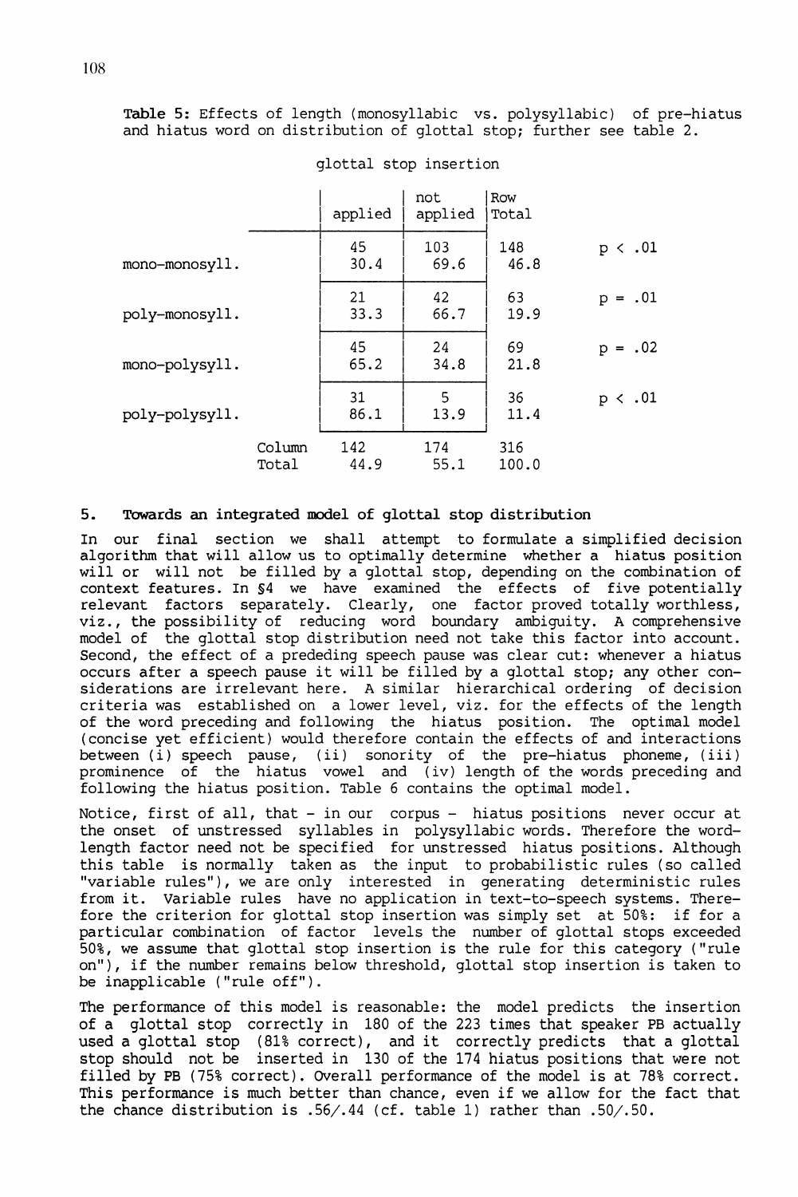**Table 5:** Effects of length (monosyllabic vs. polysyllabic) of pre-hiatus and hiatus word on distribution of glottal stop; further see table 2.

glottal stop insertion

| | applied | not applied | Row Total | |
|---|---|---|---|---|
| mono-monosyll. | 45<br>30.4 | 103<br>69.6 | 148<br>46.8 | $p < .01$ |
| poly-monosyll. | 21<br>33.3 | 42<br>66.7 | 63<br>19.9 | $p = .01$ |
| mono-polysyll. | 45<br>65.2 | 24<br>34.8 | 69<br>21.8 | $p = .02$ |
| poly-polysyll. | 31<br>86.1 | 5<br>13.9 | 36<br>11.4 | $p < .01$ |
| Column Total | 142<br>44.9 | 174<br>55.1 | 316<br>100.0 | |

## 5. Towards an integrated model of glottal stop distribution

In our final section we shall attempt to formulate a simplified decision algorithm that will allow us to optimally determine whether a hiatus position will or will not be filled by a glottal stop, depending on the combination of context features. In §4 we have examined the effects of five potentially relevant factors separately. Clearly, one factor proved totally worthless, viz., the possibility of reducing word boundary ambiguity. A comprehensive model of the glottal stop distribution need not take this factor into account. Second, the effect of a prededing speech pause was clear cut: whenever a hiatus occurs after a speech pause it will be filled by a glottal stop; any other considerations are irrelevant here. A similar hierarchical ordering of decision criteria was established on a lower level, viz. for the effects of the length of the word preceding and following the hiatus position. The optimal model (concise yet efficient) would therefore contain the effects of and interactions between (i) speech pause, (ii) sonority of the pre-hiatus phoneme, (iii) prominence of the hiatus vowel and (iv) length of the words preceding and following the hiatus position. Table 6 contains the optimal model.

Notice, first of all, that - in our corpus - hiatus positions never occur at the onset of unstressed syllables in polysyllabic words. Therefore the word-length factor need not be specified for unstressed hiatus positions. Although this table is normally taken as the input to probabilistic rules (so called "variable rules"), we are only interested in generating deterministic rules from it. Variable rules have no application in text-to-speech systems. Therefore the criterion for glottal stop insertion was simply set at 50%: if for a particular combination of factor levels the number of glottal stops exceeded 50%, we assume that glottal stop insertion is the rule for this category ("rule on"), if the number remains below threshold, glottal stop insertion is taken to be inapplicable ("rule off").

The performance of this model is reasonable: the model predicts the insertion of a glottal stop correctly in 180 of the 223 times that speaker PB actually used a glottal stop (81% correct), and it correctly predicts that a glottal stop should not be inserted in 130 of the 174 hiatus positions that were not filled by PB (75% correct). Overall performance of the model is at 78% correct. This performance is much better than chance, even if we allow for the fact that the chance distribution is .56/.44 (cf. table 1) rather than .50/.50.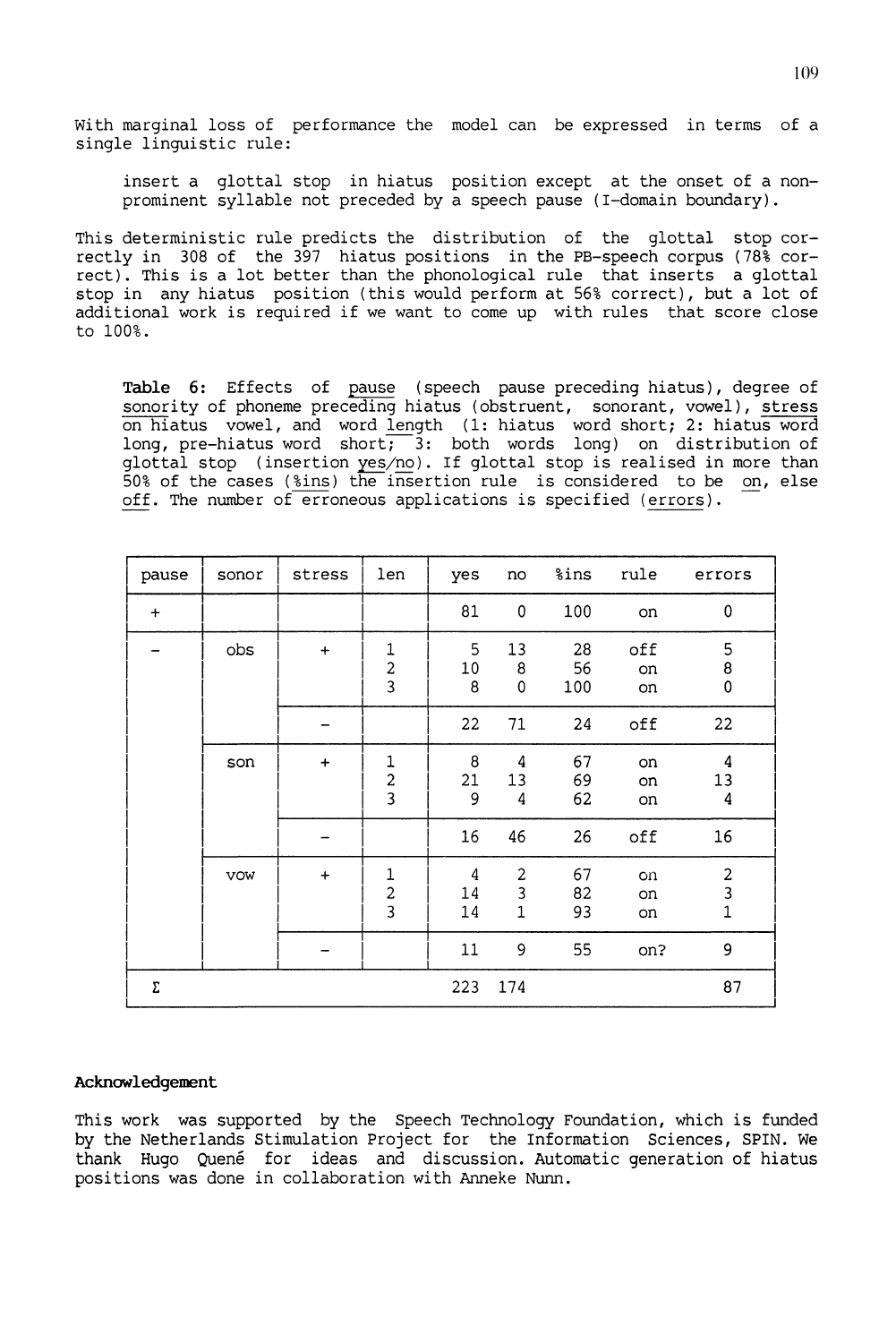With marginal loss of performance the model can be expressed in terms of a single linguistic rule:

> insert a glottal stop in hiatus position except at the onset of a non-prominent syllable not preceded by a speech pause (I-domain boundary).

This deterministic rule predicts the distribution of the glottal stop correctly in 308 of the 397 hiatus positions in the PB-speech corpus (78% correct). This is a lot better than the phonological rule that inserts a glottal stop in any hiatus position (this would perform at 56% correct), but a lot of additional work is required if we want to come up with rules that score close to 100%.

**Table 6:** Effects of pause (speech pause preceding hiatus), degree of sonority of phoneme preceding hiatus (obstruent, sonorant, vowel), stress on hiatus vowel, and word length (1: hiatus word short; 2: hiatus word long, pre-hiatus word short; 3: both words long) on distribution of glottal stop (insertion yes/no). If glottal stop is realised in more than 50% of the cases (%ins) the insertion rule is considered to be on, else off. The number of erroneous applications is specified (errors).

| pause | sonor | stress | len | yes | no | %ins | rule | errors |
|---|---|---|---|---|---|---|---|---|
| + | | | | 81 | 0 | 100 | on | 0 |
| – | obs | + | 1 | 5 | 13 | 28 | off | 5 |
| | | | 2 | 10 | 8 | 56 | on | 8 |
| | | | 3 | 8 | 0 | 100 | on | 0 |
| | | – | | 22 | 71 | 24 | off | 22 |
| | son | + | 1 | 8 | 4 | 67 | on | 4 |
| | | | 2 | 21 | 13 | 69 | on | 13 |
| | | | 3 | 9 | 4 | 62 | on | 4 |
| | | – | | 16 | 46 | 26 | off | 16 |
| | vow | + | 1 | 4 | 2 | 67 | on | 2 |
| | | | 2 | 14 | 3 | 82 | on | 3 |
| | | | 3 | 14 | 1 | 93 | on | 1 |
| | | – | | 11 | 9 | 55 | on? | 9 |
| Σ | | | | 223 | 174 | | | 87 |

## Acknowledgement

This work was supported by the Speech Technology Foundation, which is funded by the Netherlands Stimulation Project for the Information Sciences, SPIN. We thank Hugo Quené for ideas and discussion. Automatic generation of hiatus positions was done in collaboration with Anneke Nunn.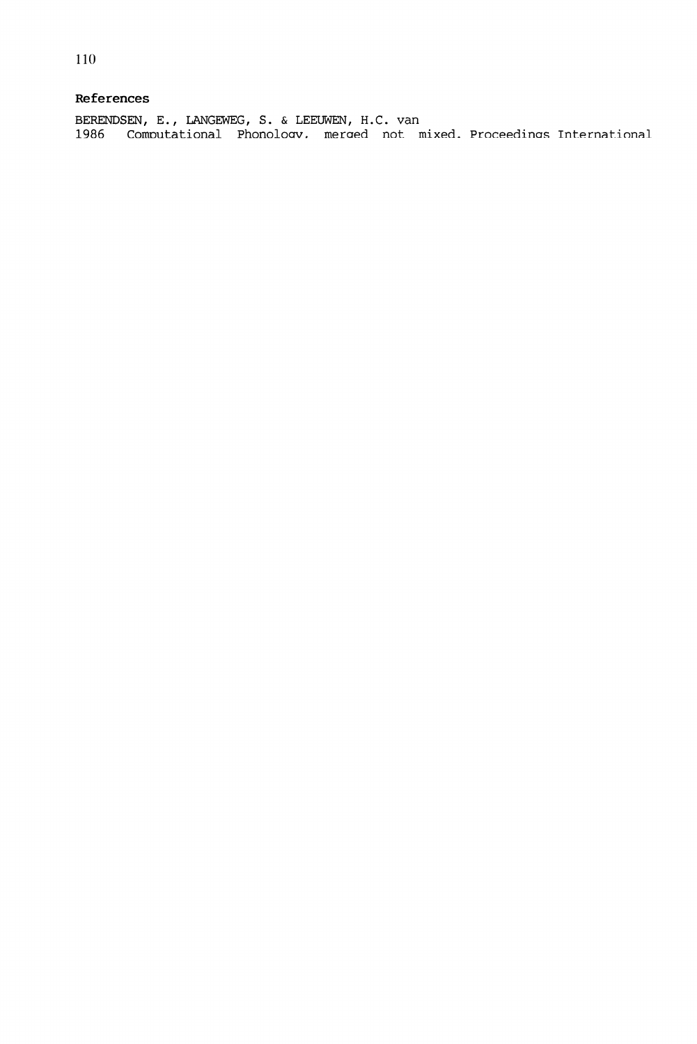## References

BERENDSEN, E., LANGEWEG, S. & LEEUWEN, H.C. van
1986 Computational Phonology, merged not mixed. Proceedings International